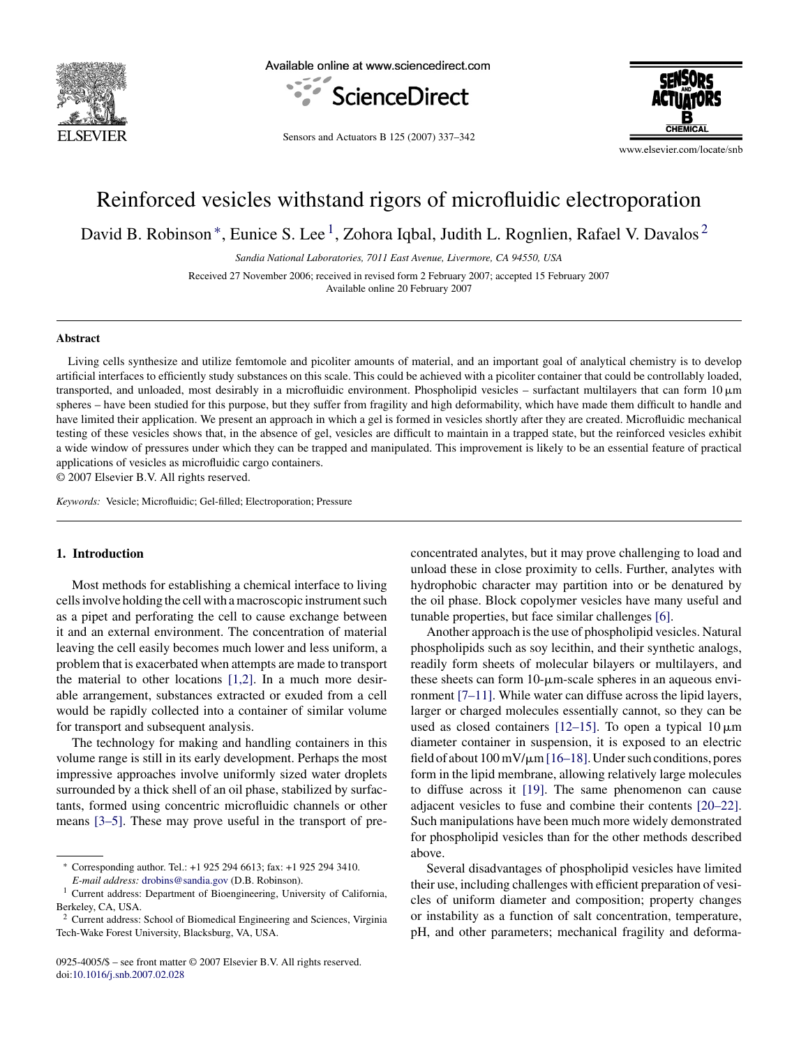# Reinforced vesicles withstand rigors of microfluidic electroporation

David B. Robinson *, Eunice S. Lee [1], Zohora Iqbal, Judith L. Rognlien, Rafael V. Davalos [2]

*Sandia National Laboratories, 7011 East Avenue, Livermore, CA 94550, USA*

Received 27 November 2006; received in revised form 2 February 2007; accepted 15 February 2007
Available online 20 February 2007

## Abstract

Living cells synthesize and utilize femtomole and picoliter amounts of material, and an important goal of analytical chemistry is to develop artificial interfaces to efficiently study substances on this scale. This could be achieved with a picoliter container that could be controllably loaded, transported, and unloaded, most desirably in a microfluidic environment. Phospholipid vesicles – surfactant multilayers that can form 10 μm spheres – have been studied for this purpose, but they suffer from fragility and high deformability, which have made them difficult to handle and have limited their application. We present an approach in which a gel is formed in vesicles shortly after they are created. Microfluidic mechanical testing of these vesicles shows that, in the absence of gel, vesicles are difficult to maintain in a trapped state, but the reinforced vesicles exhibit a wide window of pressures under which they can be trapped and manipulated. This improvement is likely to be an essential feature of practical applications of vesicles as microfluidic cargo containers.

© 2007 Elsevier B.V. All rights reserved.

*Keywords:* Vesicle; Microfluidic; Gel-filled; Electroporation; Pressure

## 1. Introduction

Most methods for establishing a chemical interface to living cells involve holding the cell with a macroscopic instrument such as a pipet and perforating the cell to cause exchange between it and an external environment. The concentration of material leaving the cell easily becomes much lower and less uniform, a problem that is exacerbated when attempts are made to transport the material to other locations [1,2]. In a much more desirable arrangement, substances extracted or exuded from a cell would be rapidly collected into a container of similar volume for transport and subsequent analysis.

The technology for making and handling containers in this volume range is still in its early development. Perhaps the most impressive approaches involve uniformly sized water droplets surrounded by a thick shell of an oil phase, stabilized by surfactants, formed using concentric microfluidic channels or other means [3–5]. These may prove useful in the transport of preconcentrated analytes, but it may prove challenging to load and unload these in close proximity to cells. Further, analytes with hydrophobic character may partition into or be denatured by the oil phase. Block copolymer vesicles have many useful and tunable properties, but face similar challenges [6].

Another approach is the use of phospholipid vesicles. Natural phospholipids such as soy lecithin, and their synthetic analogs, readily form sheets of molecular bilayers or multilayers, and these sheets can form 10-μm-scale spheres in an aqueous environment [7–11]. While water can diffuse across the lipid layers, larger or charged molecules essentially cannot, so they can be used as closed containers [12–15]. To open a typical 10 μm diameter container in suspension, it is exposed to an electric field of about 100 mV/μm [16–18]. Under such conditions, pores form in the lipid membrane, allowing relatively large molecules to diffuse across it [19]. The same phenomenon can cause adjacent vesicles to fuse and combine their contents [20–22]. Such manipulations have been much more widely demonstrated for phospholipid vesicles than for the other methods described above.

Several disadvantages of phospholipid vesicles have limited their use, including challenges with efficient preparation of vesicles of uniform diameter and composition; property changes or instability as a function of salt concentration, temperature, pH, and other parameters; mechanical fragility and deforma-

---

* Corresponding author. Tel.: +1 925 294 6613; fax: +1 925 294 3410.
*E-mail address:* drobins@sandia.gov (D.B. Robinson).

[1] Current address: Department of Bioengineering, University of California, Berkeley, CA, USA.

[2] Current address: School of Biomedical Engineering and Sciences, Virginia Tech-Wake Forest University, Blacksburg, VA, USA.

0925-4005/$ – see front matter © 2007 Elsevier B.V. All rights reserved.
doi:10.1016/j.snb.2007.02.028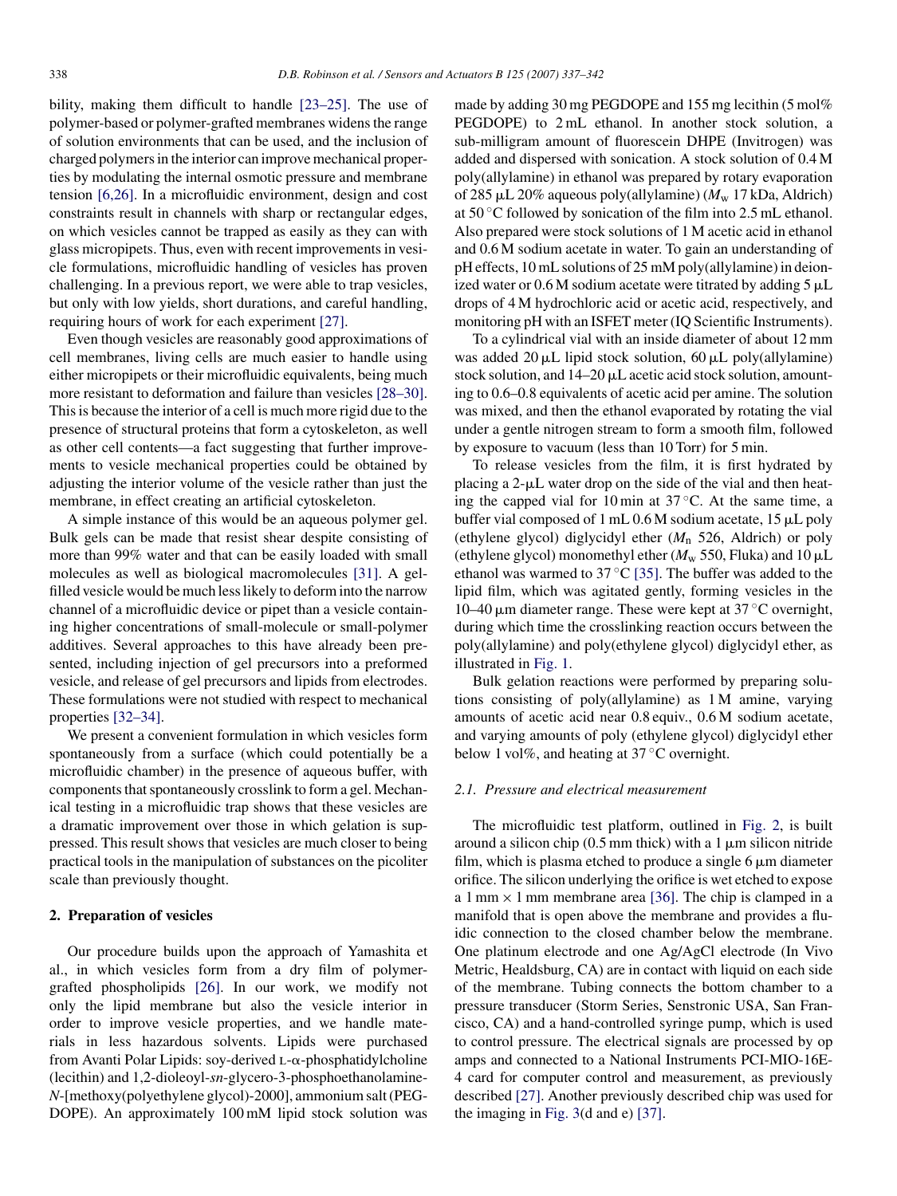bility, making them difficult to handle [23–25]. The use of polymer-based or polymer-grafted membranes widens the range of solution environments that can be used, and the inclusion of charged polymers in the interior can improve mechanical properties by modulating the internal osmotic pressure and membrane tension [6,26]. In a microfluidic environment, design and cost constraints result in channels with sharp or rectangular edges, on which vesicles cannot be trapped as easily as they can with glass micropipets. Thus, even with recent improvements in vesicle formulations, microfluidic handling of vesicles has proven challenging. In a previous report, we were able to trap vesicles, but only with low yields, short durations, and careful handling, requiring hours of work for each experiment [27].

Even though vesicles are reasonably good approximations of cell membranes, living cells are much easier to handle using either micropipets or their microfluidic equivalents, being much more resistant to deformation and failure than vesicles [28–30]. This is because the interior of a cell is much more rigid due to the presence of structural proteins that form a cytoskeleton, as well as other cell contents—a fact suggesting that further improvements to vesicle mechanical properties could be obtained by adjusting the interior volume of the vesicle rather than just the membrane, in effect creating an artificial cytoskeleton.

A simple instance of this would be an aqueous polymer gel. Bulk gels can be made that resist shear despite consisting of more than 99% water and that can be easily loaded with small molecules as well as biological macromolecules [31]. A gel-filled vesicle would be much less likely to deform into the narrow channel of a microfluidic device or pipet than a vesicle containing higher concentrations of small-molecule or small-polymer additives. Several approaches to this have already been presented, including injection of gel precursors into a preformed vesicle, and release of gel precursors and lipids from electrodes. These formulations were not studied with respect to mechanical properties [32–34].

We present a convenient formulation in which vesicles form spontaneously from a surface (which could potentially be a microfluidic chamber) in the presence of aqueous buffer, with components that spontaneously crosslink to form a gel. Mechanical testing in a microfluidic trap shows that these vesicles are a dramatic improvement over those in which gelation is suppressed. This result shows that vesicles are much closer to being practical tools in the manipulation of substances on the picoliter scale than previously thought.

## 2. Preparation of vesicles

Our procedure builds upon the approach of Yamashita et al., in which vesicles form from a dry film of polymer-grafted phospholipids [26]. In our work, we modify not only the lipid membrane but also the vesicle interior in order to improve vesicle properties, and we handle materials in less hazardous solvents. Lipids were purchased from Avanti Polar Lipids: soy-derived L-α-phosphatidylcholine (lecithin) and 1,2-dioleoyl-*sn*-glycero-3-phosphoethanolamine-*N*-[methoxy(polyethylene glycol)-2000], ammonium salt (PEG-DOPE). An approximately 100 mM lipid stock solution was made by adding 30 mg PEGDOPE and 155 mg lecithin (5 mol% PEGDOPE) to 2 mL ethanol. In another stock solution, a sub-milligram amount of fluorescein DHPE (Invitrogen) was added and dispersed with sonication. A stock solution of 0.4 M poly(allylamine) in ethanol was prepared by rotary evaporation of 285 μL 20% aqueous poly(allylamine) ($M_w$ 17 kDa, Aldrich) at 50 °C followed by sonication of the film into 2.5 mL ethanol. Also prepared were stock solutions of 1 M acetic acid in ethanol and 0.6 M sodium acetate in water. To gain an understanding of pH effects, 10 mL solutions of 25 mM poly(allylamine) in deionized water or 0.6 M sodium acetate were titrated by adding 5 μL drops of 4 M hydrochloric acid or acetic acid, respectively, and monitoring pH with an ISFET meter (IQ Scientific Instruments).

To a cylindrical vial with an inside diameter of about 12 mm was added 20 μL lipid stock solution, 60 μL poly(allylamine) stock solution, and 14–20 μL acetic acid stock solution, amounting to 0.6–0.8 equivalents of acetic acid per amine. The solution was mixed, and then the ethanol evaporated by rotating the vial under a gentle nitrogen stream to form a smooth film, followed by exposure to vacuum (less than 10 Torr) for 5 min.

To release vesicles from the film, it is first hydrated by placing a 2-μL water drop on the side of the vial and then heating the capped vial for 10 min at 37 °C. At the same time, a buffer vial composed of 1 mL 0.6 M sodium acetate, 15 μL poly (ethylene glycol) diglycidyl ether ($M_n$ 526, Aldrich) or poly (ethylene glycol) monomethyl ether ($M_w$ 550, Fluka) and 10 μL ethanol was warmed to 37 °C [35]. The buffer was added to the lipid film, which was agitated gently, forming vesicles in the 10–40 μm diameter range. These were kept at 37 °C overnight, during which time the crosslinking reaction occurs between the poly(allylamine) and poly(ethylene glycol) diglycidyl ether, as illustrated in Fig. 1.

Bulk gelation reactions were performed by preparing solutions consisting of poly(allylamine) as 1 M amine, varying amounts of acetic acid near 0.8 equiv., 0.6 M sodium acetate, and varying amounts of poly (ethylene glycol) diglycidyl ether below 1 vol%, and heating at 37 °C overnight.

### 2.1. Pressure and electrical measurement

The microfluidic test platform, outlined in Fig. 2, is built around a silicon chip (0.5 mm thick) with a 1 μm silicon nitride film, which is plasma etched to produce a single 6 μm diameter orifice. The silicon underlying the orifice is wet etched to expose a 1 mm × 1 mm membrane area [36]. The chip is clamped in a manifold that is open above the membrane and provides a fluidic connection to the closed chamber below the membrane. One platinum electrode and one Ag/AgCl electrode (In Vivo Metric, Healdsburg, CA) are in contact with liquid on each side of the membrane. Tubing connects the bottom chamber to a pressure transducer (Storm Series, Senstronic USA, San Francisco, CA) and a hand-controlled syringe pump, which is used to control pressure. The electrical signals are processed by op amps and connected to a National Instruments PCI-MIO-16E-4 card for computer control and measurement, as previously described [27]. Another previously described chip was used for the imaging in Fig. 3(d and e) [37].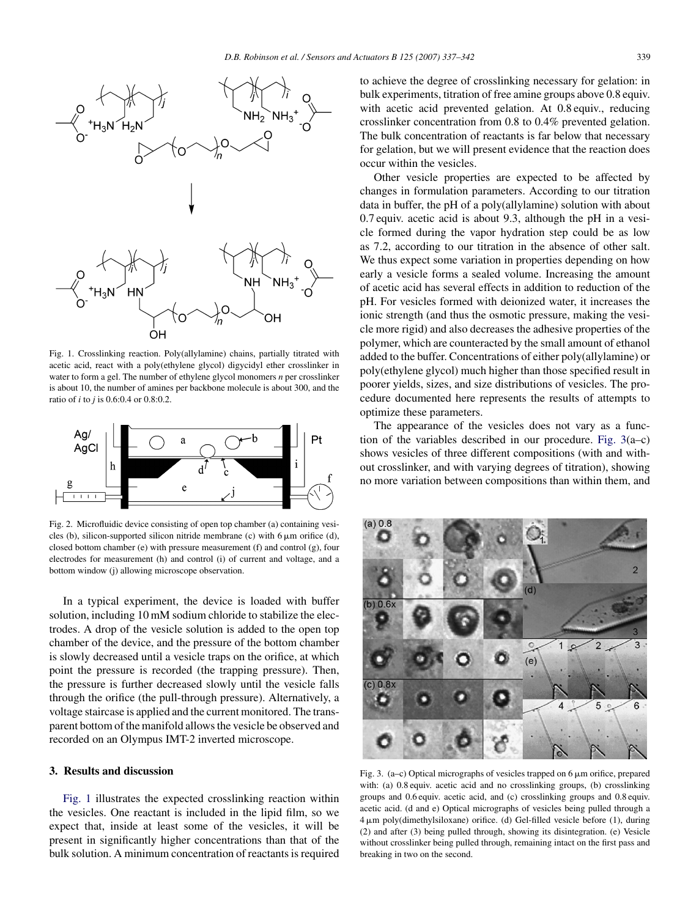Fig. 1. Crosslinking reaction. Poly(allylamine) chains, partially titrated with acetic acid, react with a poly(ethylene glycol) digycidyl ether crosslinker in water to form a gel. The number of ethylene glycol monomers *n* per crosslinker is about 10, the number of amines per backbone molecule is about 300, and the ratio of *i* to *j* is 0.6:0.4 or 0.8:0.2.

Fig. 2. Microfluidic device consisting of open top chamber (a) containing vesicles (b), silicon-supported silicon nitride membrane (c) with 6 μm orifice (d), closed bottom chamber (e) with pressure measurement (f) and control (g), four electrodes for measurement (h) and control (i) of current and voltage, and a bottom window (j) allowing microscope observation.

In a typical experiment, the device is loaded with buffer solution, including 10 mM sodium chloride to stabilize the electrodes. A drop of the vesicle solution is added to the open top chamber of the device, and the pressure of the bottom chamber is slowly decreased until a vesicle traps on the orifice, at which point the pressure is recorded (the trapping pressure). Then, the pressure is further decreased slowly until the vesicle falls through the orifice (the pull-through pressure). Alternatively, a voltage staircase is applied and the current monitored. The transparent bottom of the manifold allows the vesicle be observed and recorded on an Olympus IMT-2 inverted microscope.

## 3. Results and discussion

Fig. 1 illustrates the expected crosslinking reaction within the vesicles. One reactant is included in the lipid film, so we expect that, inside at least some of the vesicles, it will be present in significantly higher concentrations than that of the bulk solution. A minimum concentration of reactants is required to achieve the degree of crosslinking necessary for gelation: in bulk experiments, titration of free amine groups above 0.8 equiv. with acetic acid prevented gelation. At 0.8 equiv., reducing crosslinker concentration from 0.8 to 0.4% prevented gelation. The bulk concentration of reactants is far below that necessary for gelation, but we will present evidence that the reaction does occur within the vesicles.

Other vesicle properties are expected to be affected by changes in formulation parameters. According to our titration data in buffer, the pH of a poly(allylamine) solution with about 0.7 equiv. acetic acid is about 9.3, although the pH in a vesicle formed during the vapor hydration step could be as low as 7.2, according to our titration in the absence of other salt. We thus expect some variation in properties depending on how early a vesicle forms a sealed volume. Increasing the amount of acetic acid has several effects in addition to reduction of the pH. For vesicles formed with deionized water, it increases the ionic strength (and thus the osmotic pressure, making the vesicle more rigid) and also decreases the adhesive properties of the polymer, which are counteracted by the small amount of ethanol added to the buffer. Concentrations of either poly(allylamine) or poly(ethylene glycol) much higher than those specified result in poorer yields, sizes, and size distributions of vesicles. The procedure documented here represents the results of attempts to optimize these parameters.

The appearance of the vesicles does not vary as a function of the variables described in our procedure. Fig. 3(a–c) shows vesicles of three different compositions (with and without crosslinker, and with varying degrees of titration), showing no more variation between compositions than within them, and

Fig. 3. (a–c) Optical micrographs of vesicles trapped on 6 μm orifice, prepared with: (a) 0.8 equiv. acetic acid and no crosslinking groups, (b) crosslinking groups and 0.6 equiv. acetic acid, and (c) crosslinking groups and 0.8 equiv. acetic acid. (d and e) Optical micrographs of vesicles being pulled through a 4 μm poly(dimethylsiloxane) orifice. (d) Gel-filled vesicle before (1), during (2) and after (3) being pulled through, showing its disintegration. (e) Vesicle without crosslinker being pulled through, remaining intact on the first pass and breaking in two on the second.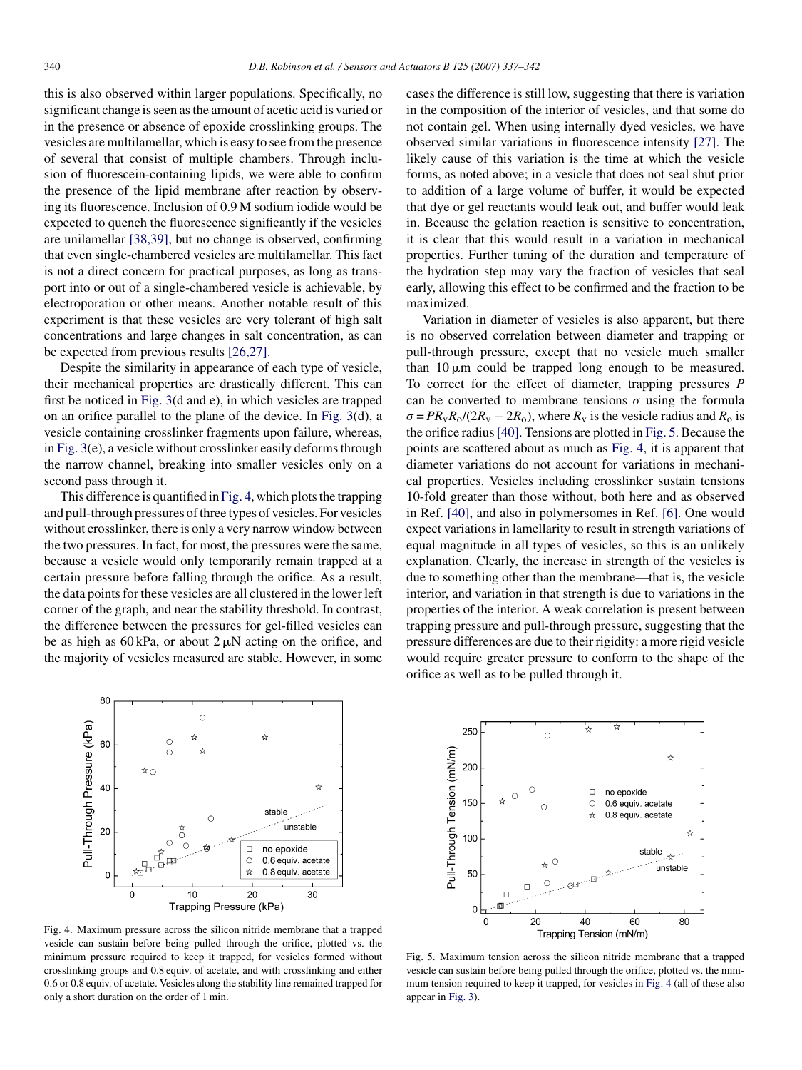this is also observed within larger populations. Specifically, no significant change is seen as the amount of acetic acid is varied or in the presence or absence of epoxide crosslinking groups. The vesicles are multilamellar, which is easy to see from the presence of several that consist of multiple chambers. Through inclusion of fluorescein-containing lipids, we were able to confirm the presence of the lipid membrane after reaction by observing its fluorescence. Inclusion of 0.9 M sodium iodide would be expected to quench the fluorescence significantly if the vesicles are unilamellar [38,39], but no change is observed, confirming that even single-chambered vesicles are multilamellar. This fact is not a direct concern for practical purposes, as long as transport into or out of a single-chambered vesicle is achievable, by electroporation or other means. Another notable result of this experiment is that these vesicles are very tolerant of high salt concentrations and large changes in salt concentration, as can be expected from previous results [26,27].

Despite the similarity in appearance of each type of vesicle, their mechanical properties are drastically different. This can first be noticed in Fig. 3(d and e), in which vesicles are trapped on an orifice parallel to the plane of the device. In Fig. 3(d), a vesicle containing crosslinker fragments upon failure, whereas, in Fig. 3(e), a vesicle without crosslinker easily deforms through the narrow channel, breaking into smaller vesicles only on a second pass through it.

This difference is quantified in Fig. 4, which plots the trapping and pull-through pressures of three types of vesicles. For vesicles without crosslinker, there is only a very narrow window between the two pressures. In fact, for most, the pressures were the same, because a vesicle would only temporarily remain trapped at a certain pressure before falling through the orifice. As a result, the data points for these vesicles are all clustered in the lower left corner of the graph, and near the stability threshold. In contrast, the difference between the pressures for gel-filled vesicles can be as high as 60 kPa, or about 2 μN acting on the orifice, and the majority of vesicles measured are stable. However, in some cases the difference is still low, suggesting that there is variation in the composition of the interior of vesicles, and that some do not contain gel. When using internally dyed vesicles, we have observed similar variations in fluorescence intensity [27]. The likely cause of this variation is the time at which the vesicle forms, as noted above; in a vesicle that does not seal shut prior to addition of a large volume of buffer, it would be expected that dye or gel reactants would leak out, and buffer would leak in. Because the gelation reaction is sensitive to concentration, it is clear that this would result in a variation in mechanical properties. Further tuning of the duration and temperature of the hydration step may vary the fraction of vesicles that seal early, allowing this effect to be confirmed and the fraction to be maximized.

Variation in diameter of vesicles is also apparent, but there is no observed correlation between diameter and trapping or pull-through pressure, except that no vesicle much smaller than 10 μm could be trapped long enough to be measured. To correct for the effect of diameter, trapping pressures $P$ can be converted to membrane tensions $\sigma$ using the formula $\sigma = PR_vR_o/(2R_v - 2R_o)$, where $R_v$ is the vesicle radius and $R_o$ is the orifice radius [40]. Tensions are plotted in Fig. 5. Because the points are scattered about as much as Fig. 4, it is apparent that diameter variations do not account for variations in mechanical properties. Vesicles including crosslinker sustain tensions 10-fold greater than those without, both here and as observed in Ref. [40], and also in polymersomes in Ref. [6]. One would expect variations in lamellarity to result in strength variations of equal magnitude in all types of vesicles, so this is an unlikely explanation. Clearly, the increase in strength of the vesicles is due to something other than the membrane—that is, the vesicle interior, and variation in that strength is due to variations in the properties of the interior. A weak correlation is present between trapping pressure and pull-through pressure, suggesting that the pressure differences are due to their rigidity: a more rigid vesicle would require greater pressure to conform to the shape of the orifice as well as to be pulled through it.

Fig. 4. Maximum pressure across the silicon nitride membrane that a trapped vesicle can sustain before being pulled through the orifice, plotted vs. the minimum pressure required to keep it trapped, for vesicles formed without crosslinking groups and 0.8 equiv. of acetate, and with crosslinking and either 0.6 or 0.8 equiv. of acetate. Vesicles along the stability line remained trapped for only a short duration on the order of 1 min.

Fig. 5. Maximum tension across the silicon nitride membrane that a trapped vesicle can sustain before being pulled through the orifice, plotted vs. the minimum tension required to keep it trapped, for vesicles in Fig. 4 (all of these also appear in Fig. 3).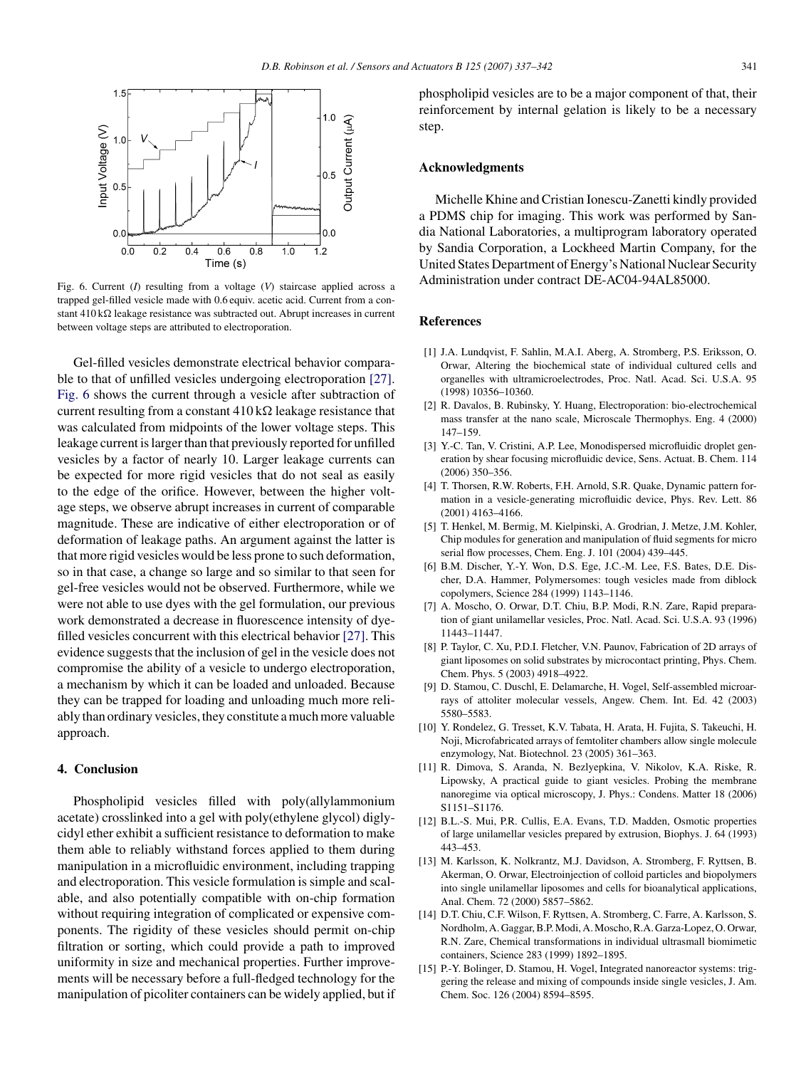Fig. 6. Current (*I*) resulting from a voltage (*V*) staircase applied across a trapped gel-filled vesicle made with 0.6 equiv. acetic acid. Current from a constant 410 kΩ leakage resistance was subtracted out. Abrupt increases in current between voltage steps are attributed to electroporation.

Gel-filled vesicles demonstrate electrical behavior comparable to that of unfilled vesicles undergoing electroporation [27]. Fig. 6 shows the current through a vesicle after subtraction of current resulting from a constant 410 kΩ leakage resistance that was calculated from midpoints of the lower voltage steps. This leakage current is larger than that previously reported for unfilled vesicles by a factor of nearly 10. Larger leakage currents can be expected for more rigid vesicles that do not seal as easily to the edge of the orifice. However, between the higher voltage steps, we observe abrupt increases in current of comparable magnitude. These are indicative of either electroporation or of deformation of leakage paths. An argument against the latter is that more rigid vesicles would be less prone to such deformation, so in that case, a change so large and so similar to that seen for gel-free vesicles would not be observed. Furthermore, while we were not able to use dyes with the gel formulation, our previous work demonstrated a decrease in fluorescence intensity of dye-filled vesicles concurrent with this electrical behavior [27]. This evidence suggests that the inclusion of gel in the vesicle does not compromise the ability of a vesicle to undergo electroporation, a mechanism by which it can be loaded and unloaded. Because they can be trapped for loading and unloading much more reliably than ordinary vesicles, they constitute a much more valuable approach.

## 4. Conclusion

Phospholipid vesicles filled with poly(allylammonium acetate) crosslinked into a gel with poly(ethylene glycol) diglycidyl ether exhibit a sufficient resistance to deformation to make them able to reliably withstand forces applied to them during manipulation in a microfluidic environment, including trapping and electroporation. This vesicle formulation is simple and scalable, and also potentially compatible with on-chip formation without requiring integration of complicated or expensive components. The rigidity of these vesicles should permit on-chip filtration or sorting, which could provide a path to improved uniformity in size and mechanical properties. Further improvements will be necessary before a full-fledged technology for the manipulation of picoliter containers can be widely applied, but if phospholipid vesicles are to be a major component of that, their reinforcement by internal gelation is likely to be a necessary step.

## Acknowledgments

Michelle Khine and Cristian Ionescu-Zanetti kindly provided a PDMS chip for imaging. This work was performed by Sandia National Laboratories, a multiprogram laboratory operated by Sandia Corporation, a Lockheed Martin Company, for the United States Department of Energy's National Nuclear Security Administration under contract DE-AC04-94AL85000.

## References

[1] J.A. Lundqvist, F. Sahlin, M.A.I. Aberg, A. Stromberg, P.S. Eriksson, O. Orwar, Altering the biochemical state of individual cultured cells and organelles with ultramicroelectrodes, Proc. Natl. Acad. Sci. U.S.A. 95 (1998) 10356–10360.

[2] R. Davalos, B. Rubinsky, Y. Huang, Electroporation: bio-electrochemical mass transfer at the nano scale, Microscale Thermophys. Eng. 4 (2000) 147–159.

[3] Y.-C. Tan, V. Cristini, A.P. Lee, Monodispersed microfluidic droplet generation by shear focusing microfluidic device, Sens. Actuat. B. Chem. 114 (2006) 350–356.

[4] T. Thorsen, R.W. Roberts, F.H. Arnold, S.R. Quake, Dynamic pattern formation in a vesicle-generating microfluidic device, Phys. Rev. Lett. 86 (2001) 4163–4166.

[5] T. Henkel, M. Bermig, M. Kielpinski, A. Grodrian, J. Metze, J.M. Kohler, Chip modules for generation and manipulation of fluid segments for micro serial flow processes, Chem. Eng. J. 101 (2004) 439–445.

[6] B.M. Discher, Y.-Y. Won, D.S. Ege, J.C.-M. Lee, F.S. Bates, D.E. Discher, D.A. Hammer, Polymersomes: tough vesicles made from diblock copolymers, Science 284 (1999) 1143–1146.

[7] A. Moscho, O. Orwar, D.T. Chiu, B.P. Modi, R.N. Zare, Rapid preparation of giant unilamellar vesicles, Proc. Natl. Acad. Sci. U.S.A. 93 (1996) 11443–11447.

[8] P. Taylor, C. Xu, P.D.I. Fletcher, V.N. Paunov, Fabrication of 2D arrays of giant liposomes on solid substrates by microcontact printing, Phys. Chem. Chem. Phys. 5 (2003) 4918–4922.

[9] D. Stamou, C. Duschl, E. Delamarche, H. Vogel, Self-assembled microarrays of attoliter molecular vessels, Angew. Chem. Int. Ed. 42 (2003) 5580–5583.

[10] Y. Rondelez, G. Tresset, K.V. Tabata, H. Arata, H. Fujita, S. Takeuchi, H. Noji, Microfabricated arrays of femtoliter chambers allow single molecule enzymology, Nat. Biotechnol. 23 (2005) 361–363.

[11] R. Dimova, S. Aranda, N. Bezlyepkina, V. Nikolov, K.A. Riske, R. Lipowsky, A practical guide to giant vesicles. Probing the membrane nanoregime via optical microscopy, J. Phys.: Condens. Matter 18 (2006) S1151–S1176.

[12] B.L.-S. Mui, P.R. Cullis, E.A. Evans, T.D. Madden, Osmotic properties of large unilamellar vesicles prepared by extrusion, Biophys. J. 64 (1993) 443–453.

[13] M. Karlsson, K. Nolkrantz, M.J. Davidson, A. Stromberg, F. Ryttsen, B. Akerman, O. Orwar, Electroinjection of colloid particles and biopolymers into single unilamellar liposomes and cells for bioanalytical applications, Anal. Chem. 72 (2000) 5857–5862.

[14] D.T. Chiu, C.F. Wilson, F. Ryttsen, A. Stromberg, C. Farre, A. Karlsson, S. Nordholm, A. Gaggar, B.P. Modi, A. Moscho, R.A. Garza-Lopez, O. Orwar, R.N. Zare, Chemical transformations in individual ultrasmall biomimetic containers, Science 283 (1999) 1892–1895.

[15] P.-Y. Bolinger, D. Stamou, H. Vogel, Integrated nanoreactor systems: triggering the release and mixing of compounds inside single vesicles, J. Am. Chem. Soc. 126 (2004) 8594–8595.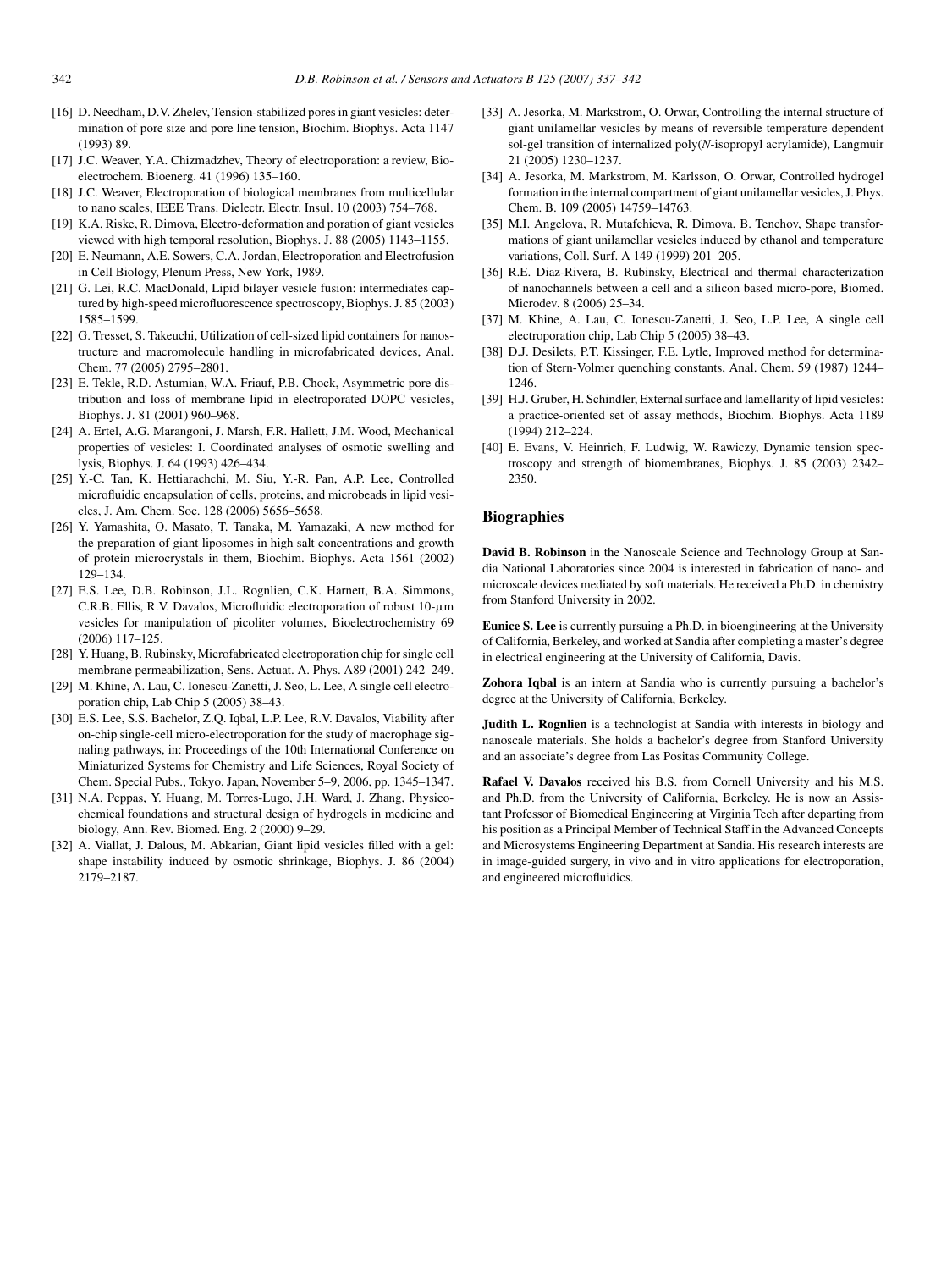[16] D. Needham, D.V. Zhelev, Tension-stabilized pores in giant vesicles: determination of pore size and pore line tension, Biochim. Biophys. Acta 1147 (1993) 89.

[17] J.C. Weaver, Y.A. Chizmadzhev, Theory of electroporation: a review, Bioelectrochem. Bioenerg. 41 (1996) 135–160.

[18] J.C. Weaver, Electroporation of biological membranes from multicellular to nano scales, IEEE Trans. Dielectr. Electr. Insul. 10 (2003) 754–768.

[19] K.A. Riske, R. Dimova, Electro-deformation and poration of giant vesicles viewed with high temporal resolution, Biophys. J. 88 (2005) 1143–1155.

[20] E. Neumann, A.E. Sowers, C.A. Jordan, Electroporation and Electrofusion in Cell Biology, Plenum Press, New York, 1989.

[21] G. Lei, R.C. MacDonald, Lipid bilayer vesicle fusion: intermediates captured by high-speed microfluorescence spectroscopy, Biophys. J. 85 (2003) 1585–1599.

[22] G. Tresset, S. Takeuchi, Utilization of cell-sized lipid containers for nanostructure and macromolecule handling in microfabricated devices, Anal. Chem. 77 (2005) 2795–2801.

[23] E. Tekle, R.D. Astumian, W.A. Friauf, P.B. Chock, Asymmetric pore distribution and loss of membrane lipid in electroporated DOPC vesicles, Biophys. J. 81 (2001) 960–968.

[24] A. Ertel, A.G. Marangoni, J. Marsh, F.R. Hallett, J.M. Wood, Mechanical properties of vesicles: I. Coordinated analyses of osmotic swelling and lysis, Biophys. J. 64 (1993) 426–434.

[25] Y.-C. Tan, K. Hettiarachchi, M. Siu, Y.-R. Pan, A.P. Lee, Controlled microfluidic encapsulation of cells, proteins, and microbeads in lipid vesicles, J. Am. Chem. Soc. 128 (2006) 5656–5658.

[26] Y. Yamashita, O. Masato, T. Tanaka, M. Yamazaki, A new method for the preparation of giant liposomes in high salt concentrations and growth of protein microcrystals in them, Biochim. Biophys. Acta 1561 (2002) 129–134.

[27] E.S. Lee, D.B. Robinson, J.L. Rognlien, C.K. Harnett, B.A. Simmons, C.R.B. Ellis, R.V. Davalos, Microfluidic electroporation of robust 10-μm vesicles for manipulation of picoliter volumes, Bioelectrochemistry 69 (2006) 117–125.

[28] Y. Huang, B. Rubinsky, Microfabricated electroporation chip for single cell membrane permeabilization, Sens. Actuat. A. Phys. A89 (2001) 242–249.

[29] M. Khine, A. Lau, C. Ionescu-Zanetti, J. Seo, L. Lee, A single cell electroporation chip, Lab Chip 5 (2005) 38–43.

[30] E.S. Lee, S.S. Bachelor, Z.Q. Iqbal, L.P. Lee, R.V. Davalos, Viability after on-chip single-cell micro-electroporation for the study of macrophage signaling pathways, in: Proceedings of the 10th International Conference on Miniaturized Systems for Chemistry and Life Sciences, Royal Society of Chem. Special Pubs., Tokyo, Japan, November 5–9, 2006, pp. 1345–1347.

[31] N.A. Peppas, Y. Huang, M. Torres-Lugo, J.H. Ward, J. Zhang, Physicochemical foundations and structural design of hydrogels in medicine and biology, Ann. Rev. Biomed. Eng. 2 (2000) 9–29.

[32] A. Viallat, J. Dalous, M. Abkarian, Giant lipid vesicles filled with a gel: shape instability induced by osmotic shrinkage, Biophys. J. 86 (2004) 2179–2187.

[33] A. Jesorka, M. Markstrom, O. Orwar, Controlling the internal structure of giant unilamellar vesicles by means of reversible temperature dependent sol-gel transition of internalized poly(*N*-isopropyl acrylamide), Langmuir 21 (2005) 1230–1237.

[34] A. Jesorka, M. Markstrom, M. Karlsson, O. Orwar, Controlled hydrogel formation in the internal compartment of giant unilamellar vesicles, J. Phys. Chem. B. 109 (2005) 14759–14763.

[35] M.I. Angelova, R. Mutafchieva, R. Dimova, B. Tenchov, Shape transformations of giant unilamellar vesicles induced by ethanol and temperature variations, Coll. Surf. A 149 (1999) 201–205.

[36] R.E. Diaz-Rivera, B. Rubinsky, Electrical and thermal characterization of nanochannels between a cell and a silicon based micro-pore, Biomed. Microdev. 8 (2006) 25–34.

[37] M. Khine, A. Lau, C. Ionescu-Zanetti, J. Seo, L.P. Lee, A single cell electroporation chip, Lab Chip 5 (2005) 38–43.

[38] D.J. Desilets, P.T. Kissinger, F.E. Lytle, Improved method for determination of Stern-Volmer quenching constants, Anal. Chem. 59 (1987) 1244–1246.

[39] H.J. Gruber, H. Schindler, External surface and lamellarity of lipid vesicles: a practice-oriented set of assay methods, Biochim. Biophys. Acta 1189 (1994) 212–224.

[40] E. Evans, V. Heinrich, F. Ludwig, W. Rawiczy, Dynamic tension spectroscopy and strength of biomembranes, Biophys. J. 85 (2003) 2342–2350.

## Biographies

**David B. Robinson** in the Nanoscale Science and Technology Group at Sandia National Laboratories since 2004 is interested in fabrication of nano- and microscale devices mediated by soft materials. He received a Ph.D. in chemistry from Stanford University in 2002.

**Eunice S. Lee** is currently pursuing a Ph.D. in bioengineering at the University of California, Berkeley, and worked at Sandia after completing a master's degree in electrical engineering at the University of California, Davis.

**Zohora Iqbal** is an intern at Sandia who is currently pursuing a bachelor's degree at the University of California, Berkeley.

**Judith L. Rognlien** is a technologist at Sandia with interests in biology and nanoscale materials. She holds a bachelor's degree from Stanford University and an associate's degree from Las Positas Community College.

**Rafael V. Davalos** received his B.S. from Cornell University and his M.S. and Ph.D. from the University of California, Berkeley. He is now an Assistant Professor of Biomedical Engineering at Virginia Tech after departing from his position as a Principal Member of Technical Staff in the Advanced Concepts and Microsystems Engineering Department at Sandia. His research interests are in image-guided surgery, in vivo and in vitro applications for electroporation, and engineered microfluidics.